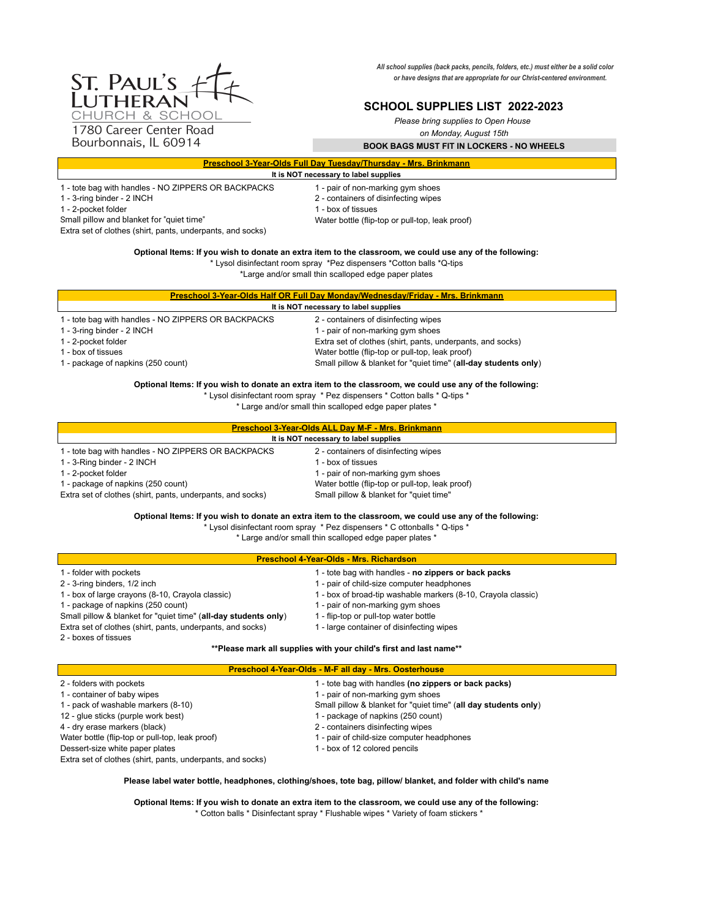ST. PAUL'S LUTHERAN
CHURCH & SCHOOL
1780 Career Center Road
Bourbonnais, IL 60914

*All school supplies (back packs, pencils, folders, etc.) must either be a solid color or have designs that are appropriate for our Christ-centered environment.*

# SCHOOL SUPPLIES LIST 2022-2023

*Please bring supplies to Open House on Monday, August 15th*

**BOOK BAGS MUST FIT IN LOCKERS - NO WHEELS**

## Preschool 3-Year-Olds Full Day Tuesday/Thursday - Mrs. Brinkmann

**It is NOT necessary to label supplies**

- 1 - tote bag with handles - NO ZIPPERS OR BACKPACKS
- 1 - 3-ring binder - 2 INCH
- 1 - 2-pocket folder
- Small pillow and blanket for "quiet time"
- Extra set of clothes (shirt, pants, underpants, and socks)
- 1 - pair of non-marking gym shoes
- 2 - containers of disinfecting wipes
- 1 - box of tissues
- Water bottle (flip-top or pull-top, leak proof)

**Optional Items: If you wish to donate an extra item to the classroom, we could use any of the following:**
* Lysol disinfectant room spray *Pez dispensers *Cotton balls *Q-tips
*Large and/or small thin scalloped edge paper plates

## Preschool 3-Year-Olds Half OR Full Day Monday/Wednesday/Friday - Mrs. Brinkmann

**It is NOT necessary to label supplies**

- 1 - tote bag with handles - NO ZIPPERS OR BACKPACKS
- 1 - 3-ring binder - 2 INCH
- 1 - 2-pocket folder
- 1 - box of tissues
- 1 - package of napkins (250 count)
- 2 - containers of disinfecting wipes
- 1 - pair of non-marking gym shoes
- Extra set of clothes (shirt, pants, underpants, and socks)
- Water bottle (flip-top or pull-top, leak proof)
- Small pillow & blanket for "quiet time" (**all-day students only**)

**Optional Items: If you wish to donate an extra item to the classroom, we could use any of the following:**
* Lysol disinfectant room spray * Pez dispensers * Cotton balls * Q-tips *
* Large and/or small thin scalloped edge paper plates *

## Preschool 3-Year-Olds ALL Day M-F - Mrs. Brinkmann

**It is NOT necessary to label supplies**

- 1 - tote bag with handles - NO ZIPPERS OR BACKPACKS
- 1 - 3-Ring binder - 2 INCH
- 1 - 2-pocket folder
- 1 - package of napkins (250 count)
- Extra set of clothes (shirt, pants, underpants, and socks)
- 2 - containers of disinfecting wipes
- 1 - box of tissues
- 1 - pair of non-marking gym shoes
- Water bottle (flip-top or pull-top, leak proof)
- Small pillow & blanket for "quiet time"

**Optional Items: If you wish to donate an extra item to the classroom, we could use any of the following:**
* Lysol disinfectant room spray * Pez dispensers * C ottonballs * Q-tips *
* Large and/or small thin scalloped edge paper plates *

## Preschool 4-Year-Olds - Mrs. Richardson

- 1 - folder with pockets
- 2 - 3-ring binders, 1/2 inch
- 1 - box of large crayons (8-10, Crayola classic)
- 1 - package of napkins (250 count)
- Small pillow & blanket for "quiet time" (**all-day students only**)
- Extra set of clothes (shirt, pants, underpants, and socks)
- 2 - boxes of tissues
- 1 - tote bag with handles - **no zippers or back packs**
- 1 - pair of child-size computer headphones
- 1 - box of broad-tip washable markers (8-10, Crayola classic)
- 1 - pair of non-marking gym shoes
- 1 - flip-top or pull-top water bottle
- 1 - large container of disinfecting wipes

****Please mark all supplies with your child's first and last name****

## Preschool 4-Year-Olds - M-F all day - Mrs. Oosterhouse

- 2 - folders with pockets
- 1 - container of baby wipes
- 1 - pack of washable markers (8-10)
- 12 - glue sticks (purple work best)
- 4 - dry erase markers (black)
- Water bottle (flip-top or pull-top, leak proof)
- Dessert-size white paper plates
- Extra set of clothes (shirt, pants, underpants, and socks)
- 1 - tote bag with handles **(no zippers or back packs)**
- 1 - pair of non-marking gym shoes
- Small pillow & blanket for "quiet time" (**all day students only**)
- 1 - package of napkins (250 count)
- 2 - containers disinfecting wipes
- 1 - pair of child-size computer headphones
- 1 - box of 12 colored pencils

**Please label water bottle, headphones, clothing/shoes, tote bag, pillow/ blanket, and folder with child's name**

**Optional Items: If you wish to donate an extra item to the classroom, we could use any of the following:**
* Cotton balls * Disinfectant spray * Flushable wipes * Variety of foam stickers *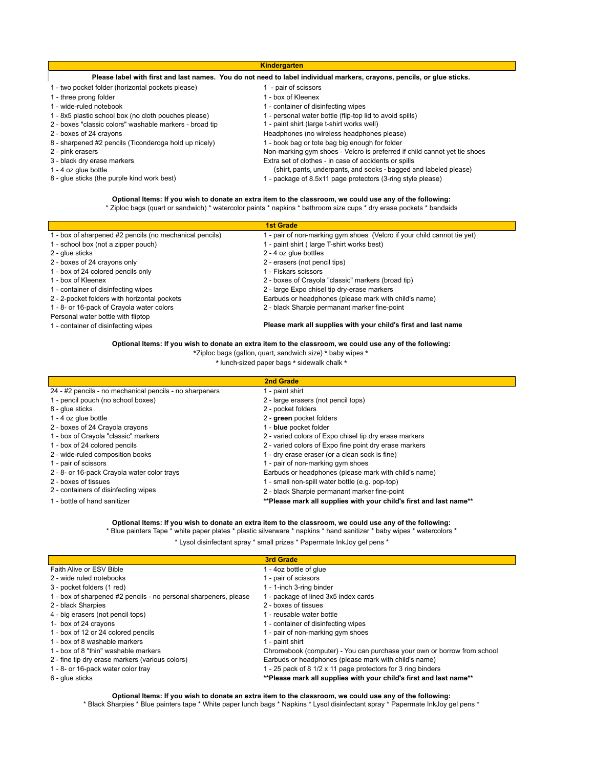## Kindergarten

**Please label with first and last names. You do not need to label individual markers, crayons, pencils, or glue sticks.**

- 1 - two pocket folder (horizontal pockets please)
- 1 - three prong folder
- 1 - wide-ruled notebook
- 1 - 8x5 plastic school box (no cloth pouches please)
- 2 - boxes "classic colors" washable markers - broad tip
- 2 - boxes of 24 crayons
- 8 - sharpened #2 pencils (Ticonderoga hold up nicely)
- 2 - pink erasers
- 3 - black dry erase markers
- 1 - 4 oz glue bottle
- 8 - glue sticks (the purple kind work best)
- 1 - pair of scissors
- 1 - box of Kleenex
- 1 - container of disinfecting wipes
- 1 - personal water bottle (flip-top lid to avoid spills)
- 1 - paint shirt (large t-shirt works well)
- Headphones (no wireless headphones please)
- 1 - book bag or tote bag big enough for folder
- Non-marking gym shoes - Velcro is preferred if child cannot yet tie shoes
- Extra set of clothes - in case of accidents or spills (shirt, pants, underpants, and socks - bagged and labeled please)
- 1 - package of 8.5x11 page protectors (3-ring style please)

**Optional Items: If you wish to donate an extra item to the classroom, we could use any of the following:**
* Ziploc bags (quart or sandwich) * watercolor paints * napkins * bathroom size cups * dry erase pockets * bandaids

## 1st Grade

- 1 - box of sharpened #2 pencils (no mechanical pencils)
- 1 - school box (not a zipper pouch)
- 2 - glue sticks
- 2 - boxes of 24 crayons only
- 1 - box of 24 colored pencils only
- 1 - box of Kleenex
- 1 - container of disinfecting wipes
- 2 - 2-pocket folders with horizontal pockets
- 1 - 8- or 16-pack of Crayola water colors
- Personal water bottle with fliptop
- 1 - container of disinfecting wipes
- 1 - pair of non-marking gym shoes (Velcro if your child cannot tie yet)
- 1 - paint shirt ( large T-shirt works best)
- 2 - 4 oz glue bottles
- 2 - erasers (not pencil tips)
- 1 - Fiskars scissors
- 2 - boxes of Crayola "classic" markers (broad tip)
- 2 - large Expo chisel tip dry-erase markers
- Earbuds or headphones (please mark with child's name)
- 2 - black Sharpie permanant marker fine-point

**Please mark all supplies with your child's first and last name**

**Optional Items: If you wish to donate an extra item to the classroom, we could use any of the following:**
*Ziploc bags (gallon, quart, sandwich size) * baby wipes *
* lunch-sized paper bags * sidewalk chalk *

## 2nd Grade

- 24 - #2 pencils - no mechanical pencils - no sharpeners
- 1 - pencil pouch (no school boxes)
- 8 - glue sticks
- 1 - 4 oz glue bottle
- 2 - boxes of 24 Crayola crayons
- 1 - box of Crayola "classic" markers
- 1 - box of 24 colored pencils
- 2 - wide-ruled composition books
- 1 - pair of scissors
- 2 - 8- or 16-pack Crayola water color trays
- 2 - boxes of tissues
- 2 - containers of disinfecting wipes
- 1 - bottle of hand sanitizer
- 1 - paint shirt
- 2 - large erasers (not pencil tops)
- 2 - pocket folders
- 2 - **green** pocket folders
- 1 - **blue** pocket folder
- 2 - varied colors of Expo chisel tip dry erase markers
- 2 - varied colors of Expo fine point dry erase markers
- 1 - dry erase eraser (or a clean sock is fine)
- 1 - pair of non-marking gym shoes
- Earbuds or headphones (please mark with child's name)
- 1 - small non-spill water bottle (e.g. pop-top)
- 2 - black Sharpie permanant marker fine-point

****Please mark all supplies with your child's first and last name****

**Optional Items: If you wish to donate an extra item to the classroom, we could use any of the following:**
* Blue painters Tape * white paper plates * plastic silverware * napkins * hand sanitizer * baby wipes * watercolors *
* Lysol disinfectant spray * small prizes * Papermate InkJoy gel pens *

## 3rd Grade

- Faith Alive or ESV Bible
- 2 - wide ruled notebooks
- 3 - pocket folders (1 red)
- 1 - box of sharpened #2 pencils - no personal sharpeners, please
- 2 - black Sharpies
- 4 - big erasers (not pencil tops)
- 1- box of 24 crayons
- 1 - box of 12 or 24 colored pencils
- 1 - box of 8 washable markers
- 1 - box of 8 "thin" washable markers
- 2 - fine tip dry erase markers (various colors)
- 1 - 8- or 16-pack water color tray
- 6 - glue sticks
- 1 - 4oz bottle of glue
- 1 - pair of scissors
- 1 - 1-inch 3-ring binder
- 1 - package of lined 3x5 index cards
- 2 - boxes of tissues
- 1 - reusable water bottle
- 1 - container of disinfecting wipes
- 1 - pair of non-marking gym shoes
- 1 - paint shirt
- Chromebook (computer) - You can purchase your own or borrow from school
- Earbuds or headphones (please mark with child's name)
- 1 - 25 pack of 8 1/2 x 11 page protectors for 3 ring binders

****Please mark all supplies with your child's first and last name****

**Optional Items: If you wish to donate an extra item to the classroom, we could use any of the following:**
* Black Sharpies * Blue painters tape * White paper lunch bags * Napkins * Lysol disinfectant spray * Papermate InkJoy gel pens *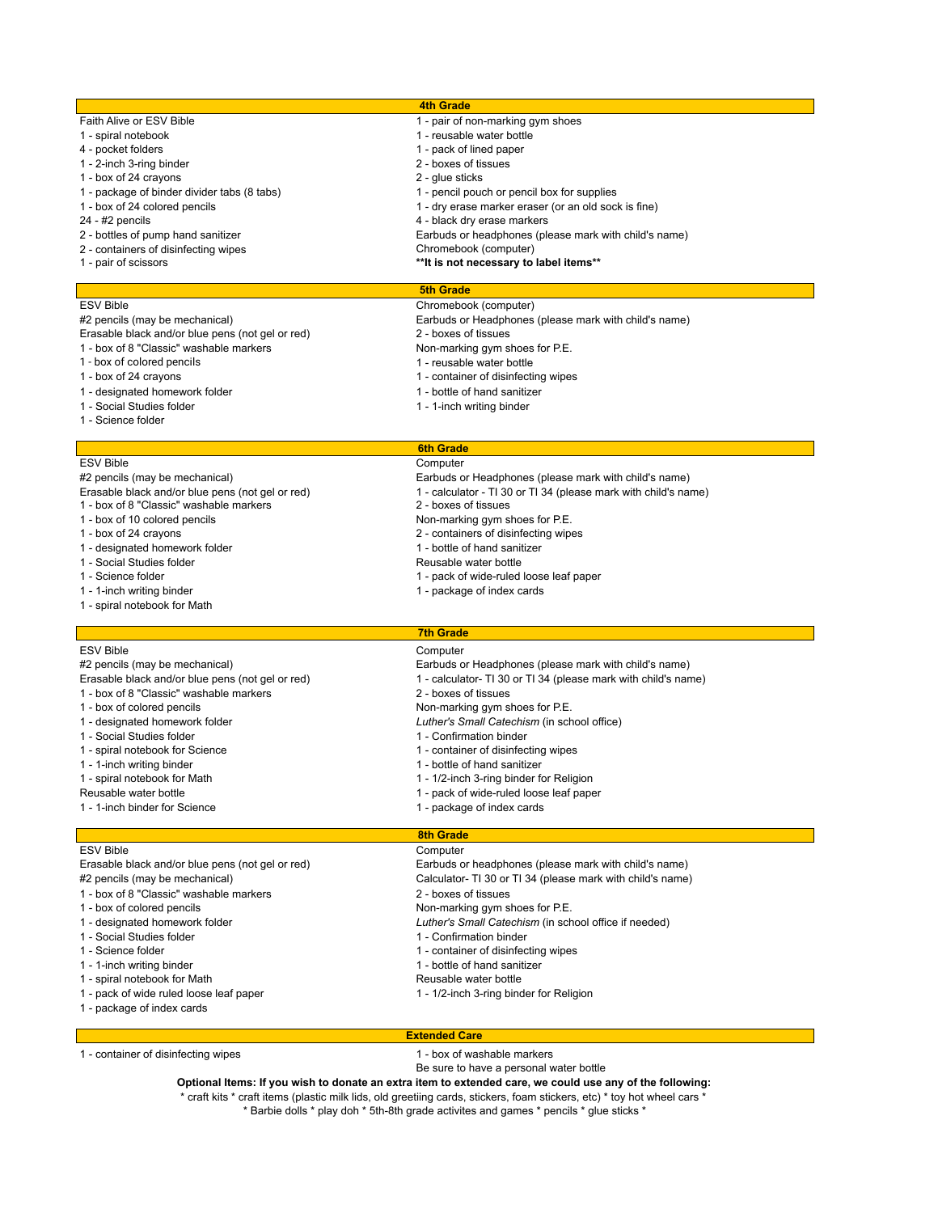## 4th Grade

| | |
|---|---|
| Faith Alive or ESV Bible | 1 - pair of non-marking gym shoes |
| 1 - spiral notebook | 1 - reusable water bottle |
| 4 - pocket folders | 1 - pack of lined paper |
| 1 - 2-inch 3-ring binder | 2 - boxes of tissues |
| 1 - box of 24 crayons | 2 - glue sticks |
| 1 - package of binder divider tabs (8 tabs) | 1 - pencil pouch or pencil box for supplies |
| 1 - box of 24 colored pencils | 1 - dry erase marker eraser (or an old sock is fine) |
| 24 - #2 pencils | 4 - black dry erase markers |
| 2 - bottles of pump hand sanitizer | Earbuds or headphones (please mark with child's name) |
| 2 - containers of disinfecting wipes | Chromebook (computer) |
| 1 - pair of scissors | **\*\*It is not necessary to label items\*\*** |

## 5th Grade

| | |
|---|---|
| ESV Bible | Chromebook (computer) |
| #2 pencils (may be mechanical) | Earbuds or Headphones (please mark with child's name) |
| Erasable black and/or blue pens (not gel or red) | 2 - boxes of tissues |
| 1 - box of 8 "Classic" washable markers | Non-marking gym shoes for P.E. |
| 1 - box of colored pencils | 1 - reusable water bottle |
| 1 - box of 24 crayons | 1 - container of disinfecting wipes |
| 1 - designated homework folder | 1 - bottle of hand sanitizer |
| 1 - Social Studies folder | 1 - 1-inch writing binder |
| 1 - Science folder | |

## 6th Grade

| | |
|---|---|
| ESV Bible | Computer |
| #2 pencils (may be mechanical) | Earbuds or Headphones (please mark with child's name) |
| Erasable black and/or blue pens (not gel or red) | 1 - calculator - TI 30 or TI 34 (please mark with child's name) |
| 1 - box of 8 "Classic" washable markers | 2 - boxes of tissues |
| 1 - box of 10 colored pencils | Non-marking gym shoes for P.E. |
| 1 - box of 24 crayons | 2 - containers of disinfecting wipes |
| 1 - designated homework folder | 1 - bottle of hand sanitizer |
| 1 - Social Studies folder | Reusable water bottle |
| 1 - Science folder | 1 - pack of wide-ruled loose leaf paper |
| 1 - 1-inch writing binder | 1 - package of index cards |
| 1 - spiral notebook for Math | |

## 7th Grade

| | |
|---|---|
| ESV Bible | Computer |
| #2 pencils (may be mechanical) | Earbuds or Headphones (please mark with child's name) |
| Erasable black and/or blue pens (not gel or red) | 1 - calculator- TI 30 or TI 34 (please mark with child's name) |
| 1 - box of 8 "Classic" washable markers | 2 - boxes of tissues |
| 1 - box of colored pencils | Non-marking gym shoes for P.E. |
| 1 - designated homework folder | *Luther's Small Catechism* (in school office) |
| 1 - Social Studies folder | 1 - Confirmation binder |
| 1 - spiral notebook for Science | 1 - container of disinfecting wipes |
| 1 - 1-inch writing binder | 1 - bottle of hand sanitizer |
| 1 - spiral notebook for Math | 1 - 1/2-inch 3-ring binder for Religion |
| Reusable water bottle | 1 - pack of wide-ruled loose leaf paper |
| 1 - 1-inch binder for Science | 1 - package of index cards |

## 8th Grade

| | |
|---|---|
| ESV Bible | Computer |
| Erasable black and/or blue pens (not gel or red) | Earbuds or headphones (please mark with child's name) |
| #2 pencils (may be mechanical) | Calculator- TI 30 or TI 34 (please mark with child's name) |
| 1 - box of 8 "Classic" washable markers | 2 - boxes of tissues |
| 1 - box of colored pencils | Non-marking gym shoes for P.E. |
| 1 - designated homework folder | *Luther's Small Catechism* (in school office if needed) |
| 1 - Social Studies folder | 1 - Confirmation binder |
| 1 - Science folder | 1 - container of disinfecting wipes |
| 1 - 1-inch writing binder | 1 - bottle of hand sanitizer |
| 1 - spiral notebook for Math | Reusable water bottle |
| 1 - pack of wide ruled loose leaf paper | 1 - 1/2-inch 3-ring binder for Religion |
| 1 - package of index cards | |

## Extended Care

| | |
|---|---|
| 1 - container of disinfecting wipes | 1 - box of washable markers |
| | Be sure to have a personal water bottle |

**Optional Items: If you wish to donate an extra item to extended care, we could use any of the following:**

* craft kits * craft items (plastic milk lids, old greetiing cards, stickers, foam stickers, etc) * toy hot wheel cars * * Barbie dolls * play doh * 5th-8th grade activites and games * pencils * glue sticks *